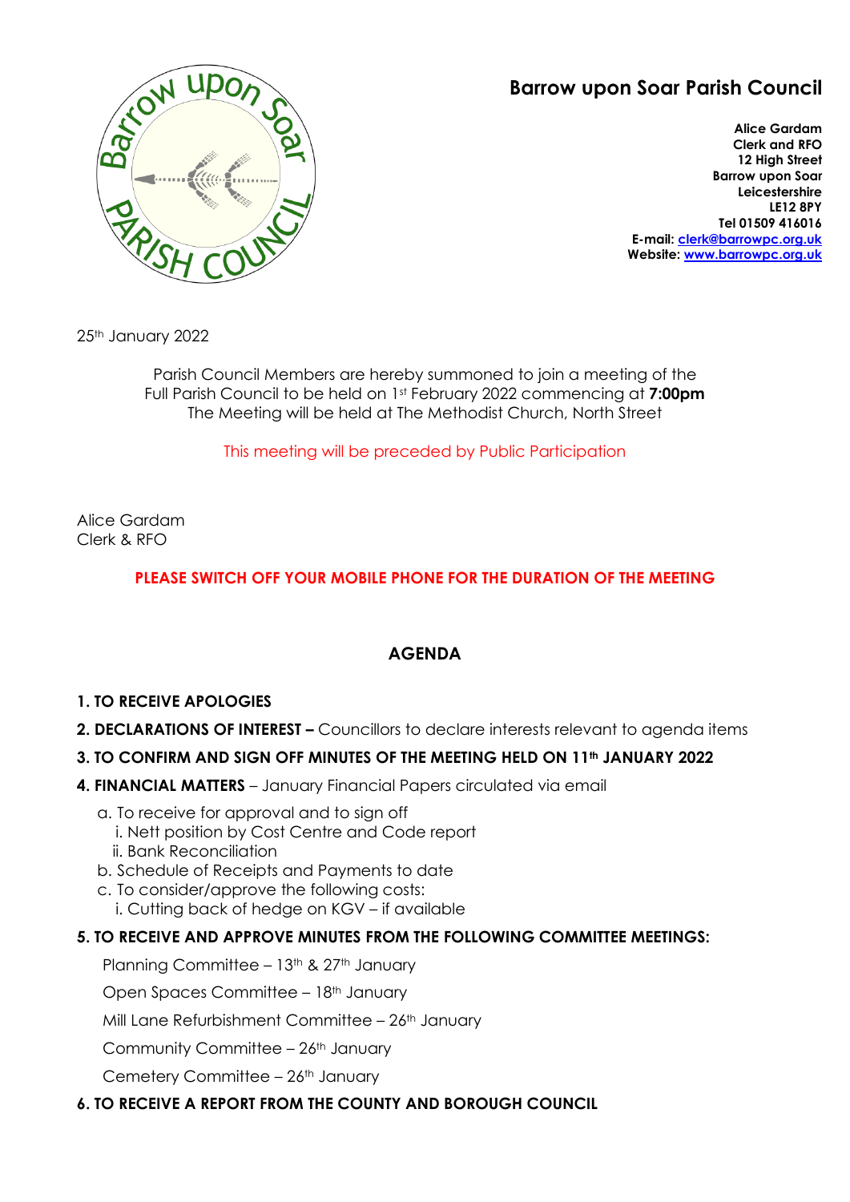# Barrow upon Soar Parish Council

**Alice Gardam**
**Clerk and RFO**
**12 High Street**
**Barrow upon Soar**
**Leicestershire**
**LE12 8PY**
**Tel 01509 416016**
**E-mail: clerk@barrowpc.org.uk**
**Website: www.barrowpc.org.uk**

25th January 2022

Parish Council Members are hereby summoned to join a meeting of the Full Parish Council to be held on 1st February 2022 commencing at **7:00pm**
The Meeting will be held at The Methodist Church, North Street

This meeting will be preceded by Public Participation

Alice Gardam
Clerk & RFO

**PLEASE SWITCH OFF YOUR MOBILE PHONE FOR THE DURATION OF THE MEETING**

## AGENDA

**1. TO RECEIVE APOLOGIES**

**2. DECLARATIONS OF INTEREST –** Councillors to declare interests relevant to agenda items

**3. TO CONFIRM AND SIGN OFF MINUTES OF THE MEETING HELD ON 11th JANUARY 2022**

**4. FINANCIAL MATTERS** – January Financial Papers circulated via email

a. To receive for approval and to sign off
   i. Nett position by Cost Centre and Code report
   ii. Bank Reconciliation
b. Schedule of Receipts and Payments to date
c. To consider/approve the following costs:
   i. Cutting back of hedge on KGV – if available

**5. TO RECEIVE AND APPROVE MINUTES FROM THE FOLLOWING COMMITTEE MEETINGS:**

Planning Committee – 13th & 27th January

Open Spaces Committee – 18th January

Mill Lane Refurbishment Committee – 26th January

Community Committee – 26th January

Cemetery Committee – 26th January

**6. TO RECEIVE A REPORT FROM THE COUNTY AND BOROUGH COUNCIL**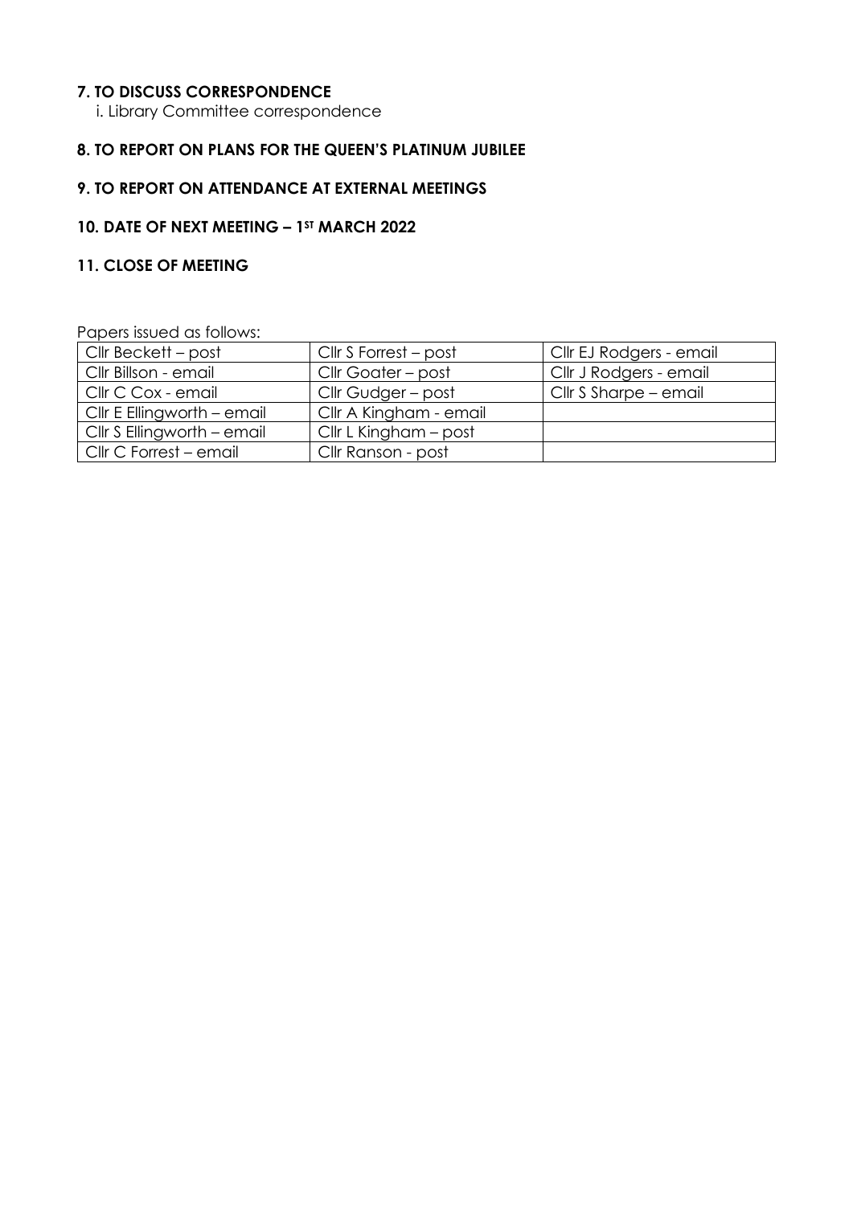**7. TO DISCUSS CORRESPONDENCE**

i. Library Committee correspondence

**8. TO REPORT ON PLANS FOR THE QUEEN'S PLATINUM JUBILEE**

**9. TO REPORT ON ATTENDANCE AT EXTERNAL MEETINGS**

**10. DATE OF NEXT MEETING – 1ST MARCH 2022**

**11. CLOSE OF MEETING**

Papers issued as follows:

| | | |
|---|---|---|
| Cllr Beckett – post | Cllr S Forrest – post | Cllr EJ Rodgers - email |
| Cllr Billson - email | Cllr Goater – post | Cllr J Rodgers - email |
| Cllr C Cox - email | Cllr Gudger – post | Cllr S Sharpe – email |
| Cllr E Ellingworth – email | Cllr A Kingham - email | |
| Cllr S Ellingworth – email | Cllr L Kingham – post | |
| Cllr C Forrest – email | Cllr Ranson - post | |